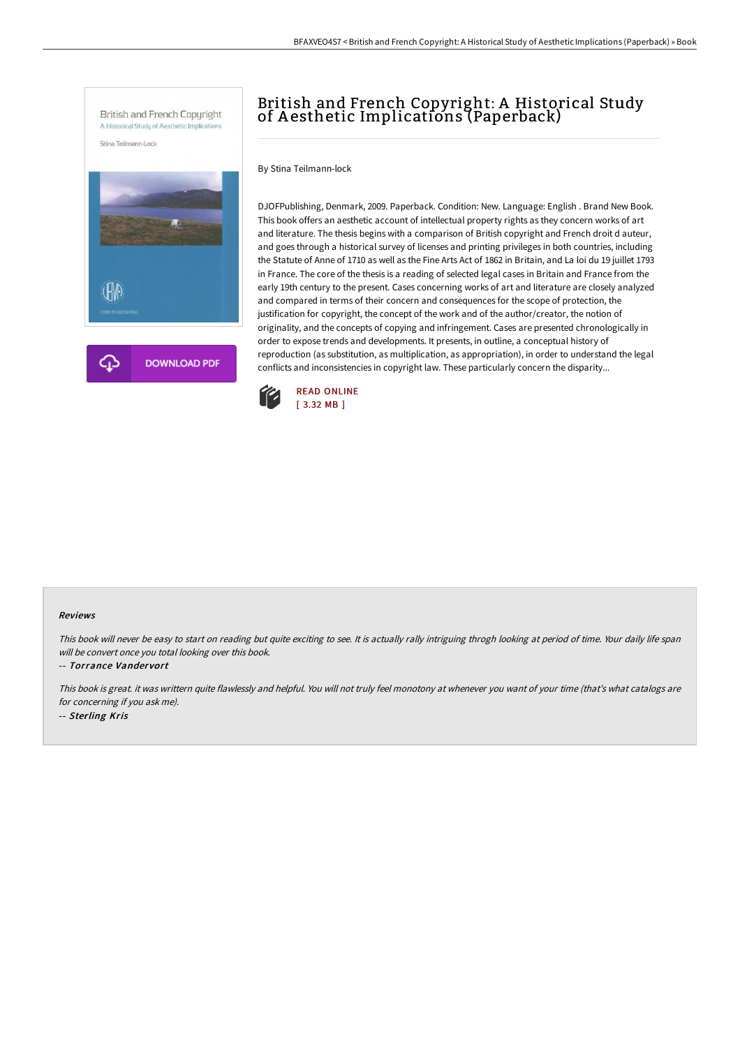# British and French Copyright: A Historical Study of Aesthetic Implications (Paperback)

By Stina Teilmann-lock

DJOFPublishing, Denmark, 2009. Paperback. Condition: New. Language: English . Brand New Book. This book offers an aesthetic account of intellectual property rights as they concern works of art and literature. The thesis begins with a comparison of British copyright and French droit d auteur, and goes through a historical survey of licenses and printing privileges in both countries, including the Statute of Anne of 1710 as well as the Fine Arts Act of 1862 in Britain, and La loi du 19 juillet 1793 in France. The core of the thesis is a reading of selected legal cases in Britain and France from the early 19th century to the present. Cases concerning works of art and literature are closely analyzed and compared in terms of their concern and consequences for the scope of protection, the justification for copyright, the concept of the work and of the author/creator, the notion of originality, and the concepts of copying and infringement. Cases are presented chronologically in order to expose trends and developments. It presents, in outline, a conceptual history of reproduction (as substitution, as multiplication, as appropriation), in order to understand the legal conflicts and inconsistencies in copyright law. These particularly concern the disparity...

DOWNLOAD PDF

READ ONLINE
[ 3.32 MB ]

#### Reviews

*This book will never be easy to start on reading but quite exciting to see. It is actually rally intriguing throgh looking at period of time. Your daily life span will be convert once you total looking over this book.*

-- *Torrance Vandervort*

*This book is great. it was writtern quite flawlessly and helpful. You will not truly feel monotony at whenever you want of your time (that's what catalogs are for concerning if you ask me).*

-- *Sterling Kris*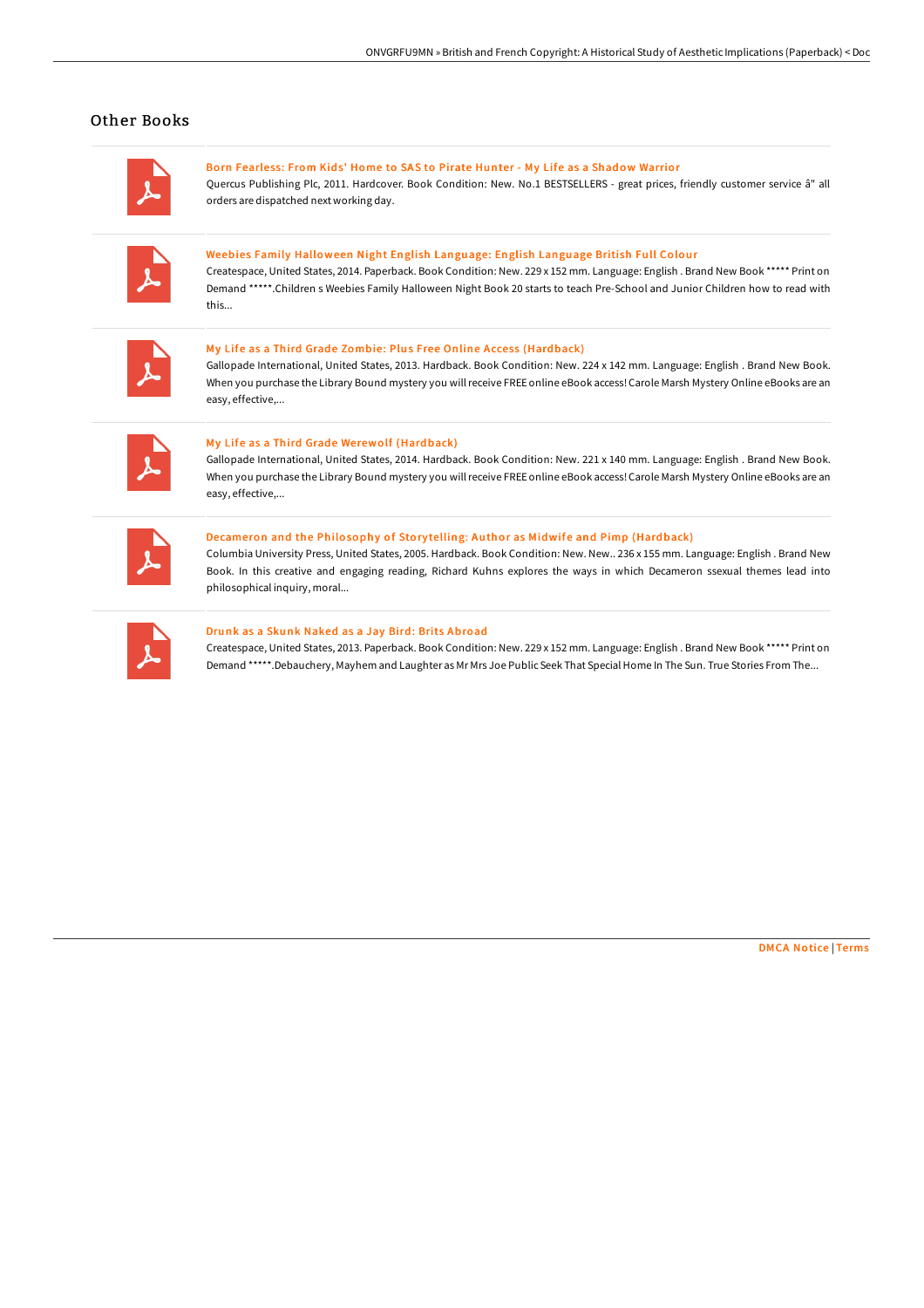## Other Books

**Born Fearless: From Kids' Home to SAS to Pirate Hunter - My Life as a Shadow Warrior**

Quercus Publishing Plc, 2011. Hardcover. Book Condition: New. No.1 BESTSELLERS - great prices, friendly customer service â" all orders are dispatched next working day.

**Weebies Family Halloween Night English Language: English Language British Full Colour**

Createspace, United States, 2014. Paperback. Book Condition: New. 229 x 152 mm. Language: English . Brand New Book ***** Print on Demand *****.Children s Weebies Family Halloween Night Book 20 starts to teach Pre-School and Junior Children how to read with this...

**My Life as a Third Grade Zombie: Plus Free Online Access (Hardback)**

Gallopade International, United States, 2013. Hardback. Book Condition: New. 224 x 142 mm. Language: English . Brand New Book. When you purchase the Library Bound mystery you will receive FREE online eBook access! Carole Marsh Mystery Online eBooks are an easy, effective,...

**My Life as a Third Grade Werewolf (Hardback)**

Gallopade International, United States, 2014. Hardback. Book Condition: New. 221 x 140 mm. Language: English . Brand New Book. When you purchase the Library Bound mystery you will receive FREE online eBook access! Carole Marsh Mystery Online eBooks are an easy, effective,...

**Decameron and the Philosophy of Storytelling: Author as Midwife and Pimp (Hardback)**

Columbia University Press, United States, 2005. Hardback. Book Condition: New. New.. 236 x 155 mm. Language: English . Brand New Book. In this creative and engaging reading, Richard Kuhns explores the ways in which Decameron ssexual themes lead into philosophical inquiry, moral...

**Drunk as a Skunk Naked as a Jay Bird: Brits Abroad**

Createspace, United States, 2013. Paperback. Book Condition: New. 229 x 152 mm. Language: English . Brand New Book ***** Print on Demand *****.Debauchery, Mayhem and Laughter as Mr Mrs Joe Public Seek That Special Home In The Sun. True Stories From The...